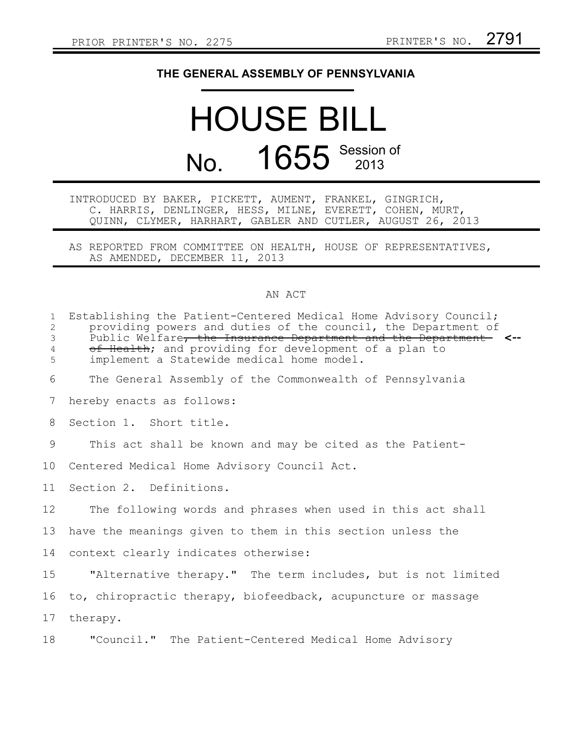PRIOR PRINTER'S NO. 2275 PRINTER'S NO. 2791

# THE GENERAL ASSEMBLY OF PENNSYLVANIA

# HOUSE BILL

# No. 1655 Session of 2013

INTRODUCED BY BAKER, PICKETT, AUMENT, FRANKEL, GINGRICH, C. HARRIS, DENLINGER, HESS, MILNE, EVERETT, COHEN, MURT, QUINN, CLYMER, HARHART, GABLER AND CUTLER, AUGUST 26, 2013

AS REPORTED FROM COMMITTEE ON HEALTH, HOUSE OF REPRESENTATIVES, AS AMENDED, DECEMBER 11, 2013

## AN ACT

Establishing the Patient-Centered Medical Home Advisory Council; providing powers and duties of the council, the Department of Public Welfare~~, the Insurance Department and the Department of Health~~; and providing for development of a plan to implement a Statewide medical home model.

The General Assembly of the Commonwealth of Pennsylvania hereby enacts as follows:

Section 1. Short title.

This act shall be known and may be cited as the Patient-Centered Medical Home Advisory Council Act.

Section 2. Definitions.

The following words and phrases when used in this act shall have the meanings given to them in this section unless the context clearly indicates otherwise:

"Alternative therapy." The term includes, but is not limited to, chiropractic therapy, biofeedback, acupuncture or massage therapy.

"Council." The Patient-Centered Medical Home Advisory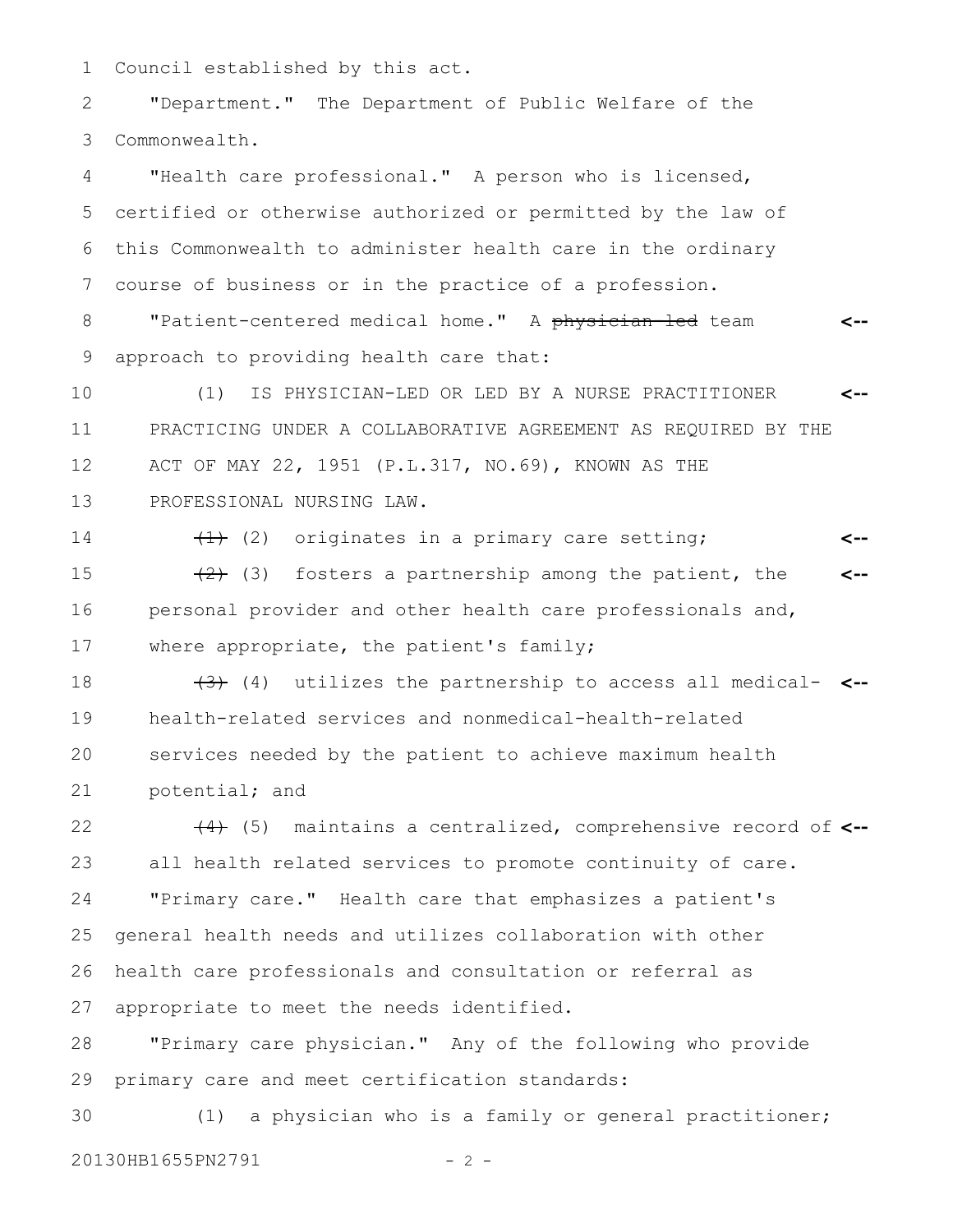Council established by this act.

"Department." The Department of Public Welfare of the Commonwealth.

"Health care professional." A person who is licensed, certified or otherwise authorized or permitted by the law of this Commonwealth to administer health care in the ordinary course of business or in the practice of a profession.

"Patient-centered medical home." A ~~physician-led~~ team approach to providing health care that:

(1) IS PHYSICIAN-LED OR LED BY A NURSE PRACTITIONER PRACTICING UNDER A COLLABORATIVE AGREEMENT AS REQUIRED BY THE ACT OF MAY 22, 1951 (P.L.317, NO.69), KNOWN AS THE PROFESSIONAL NURSING LAW.

~~(1)~~ (2) originates in a primary care setting;

~~(2)~~ (3) fosters a partnership among the patient, the personal provider and other health care professionals and, where appropriate, the patient's family;

~~(3)~~ (4) utilizes the partnership to access all medical-health-related services and nonmedical-health-related services needed by the patient to achieve maximum health potential; and

~~(4)~~ (5) maintains a centralized, comprehensive record of all health related services to promote continuity of care.

"Primary care." Health care that emphasizes a patient's general health needs and utilizes collaboration with other health care professionals and consultation or referral as appropriate to meet the needs identified.

"Primary care physician." Any of the following who provide primary care and meet certification standards:

(1) a physician who is a family or general practitioner;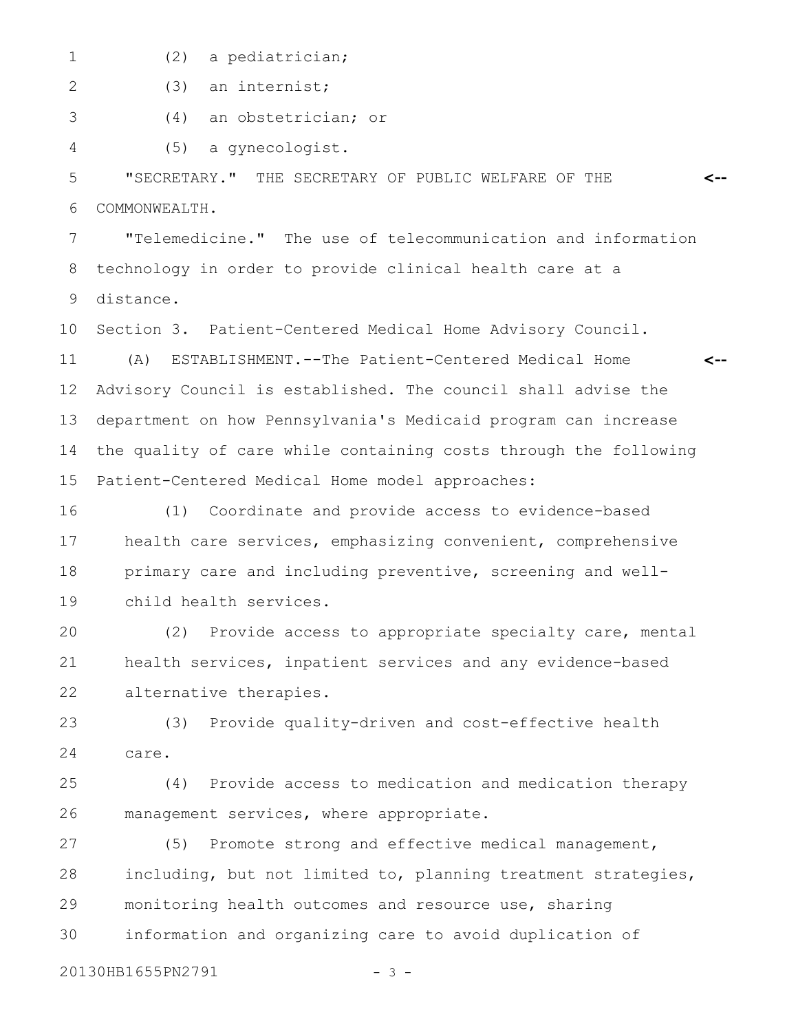(2) a pediatrician;

(3) an internist;

(4) an obstetrician; or

(5) a gynecologist.

"SECRETARY." THE SECRETARY OF PUBLIC WELFARE OF THE COMMONWEALTH.

"Telemedicine." The use of telecommunication and information technology in order to provide clinical health care at a distance.

Section 3. Patient-Centered Medical Home Advisory Council.

(A) ESTABLISHMENT.--The Patient-Centered Medical Home Advisory Council is established. The council shall advise the department on how Pennsylvania's Medicaid program can increase the quality of care while containing costs through the following Patient-Centered Medical Home model approaches:

(1) Coordinate and provide access to evidence-based health care services, emphasizing convenient, comprehensive primary care and including preventive, screening and well-child health services.

(2) Provide access to appropriate specialty care, mental health services, inpatient services and any evidence-based alternative therapies.

(3) Provide quality-driven and cost-effective health care.

(4) Provide access to medication and medication therapy management services, where appropriate.

(5) Promote strong and effective medical management, including, but not limited to, planning treatment strategies, monitoring health outcomes and resource use, sharing information and organizing care to avoid duplication of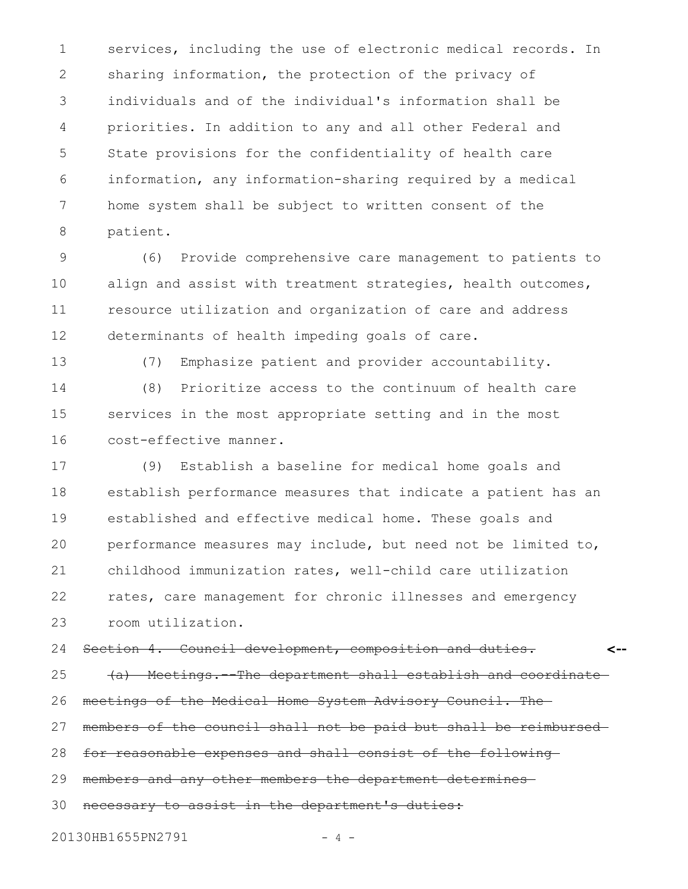services, including the use of electronic medical records. In sharing information, the protection of the privacy of individuals and of the individual's information shall be priorities. In addition to any and all other Federal and State provisions for the confidentiality of health care information, any information-sharing required by a medical home system shall be subject to written consent of the patient.

(6) Provide comprehensive care management to patients to align and assist with treatment strategies, health outcomes, resource utilization and organization of care and address determinants of health impeding goals of care.

(7) Emphasize patient and provider accountability.

(8) Prioritize access to the continuum of health care services in the most appropriate setting and in the most cost-effective manner.

(9) Establish a baseline for medical home goals and establish performance measures that indicate a patient has an established and effective medical home. These goals and performance measures may include, but need not be limited to, childhood immunization rates, well-child care utilization rates, care management for chronic illnesses and emergency room utilization.

~~Section 4. Council development, composition and duties.~~ <--

~~(a) Meetings.--The department shall establish and coordinate meetings of the Medical Home System Advisory Council. The members of the council shall not be paid but shall be reimbursed for reasonable expenses and shall consist of the following members and any other members the department determines necessary to assist in the department's duties:~~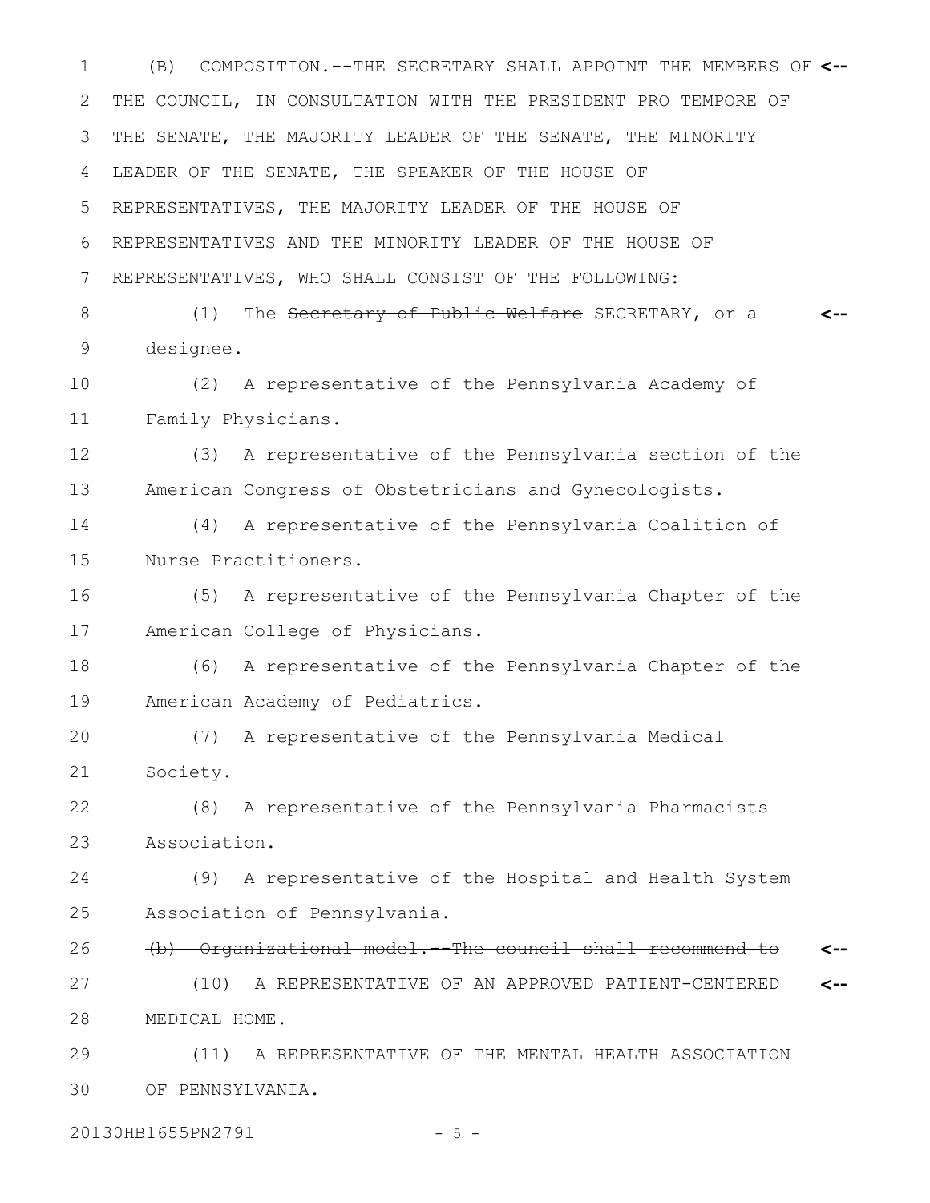(B) COMPOSITION.--THE SECRETARY SHALL APPOINT THE MEMBERS OF THE COUNCIL, IN CONSULTATION WITH THE PRESIDENT PRO TEMPORE OF THE SENATE, THE MAJORITY LEADER OF THE SENATE, THE MINORITY LEADER OF THE SENATE, THE SPEAKER OF THE HOUSE OF REPRESENTATIVES, THE MAJORITY LEADER OF THE HOUSE OF REPRESENTATIVES AND THE MINORITY LEADER OF THE HOUSE OF REPRESENTATIVES, WHO SHALL CONSIST OF THE FOLLOWING:

(1) The ~~Secretary of Public Welfare~~ SECRETARY, or a designee.

(2) A representative of the Pennsylvania Academy of Family Physicians.

(3) A representative of the Pennsylvania section of the American Congress of Obstetricians and Gynecologists.

(4) A representative of the Pennsylvania Coalition of Nurse Practitioners.

(5) A representative of the Pennsylvania Chapter of the American College of Physicians.

(6) A representative of the Pennsylvania Chapter of the American Academy of Pediatrics.

(7) A representative of the Pennsylvania Medical Society.

(8) A representative of the Pennsylvania Pharmacists Association.

(9) A representative of the Hospital and Health System Association of Pennsylvania.

~~(b) Organizational model.--The council shall recommend to~~

(10) A REPRESENTATIVE OF AN APPROVED PATIENT-CENTERED MEDICAL HOME.

(11) A REPRESENTATIVE OF THE MENTAL HEALTH ASSOCIATION OF PENNSYLVANIA.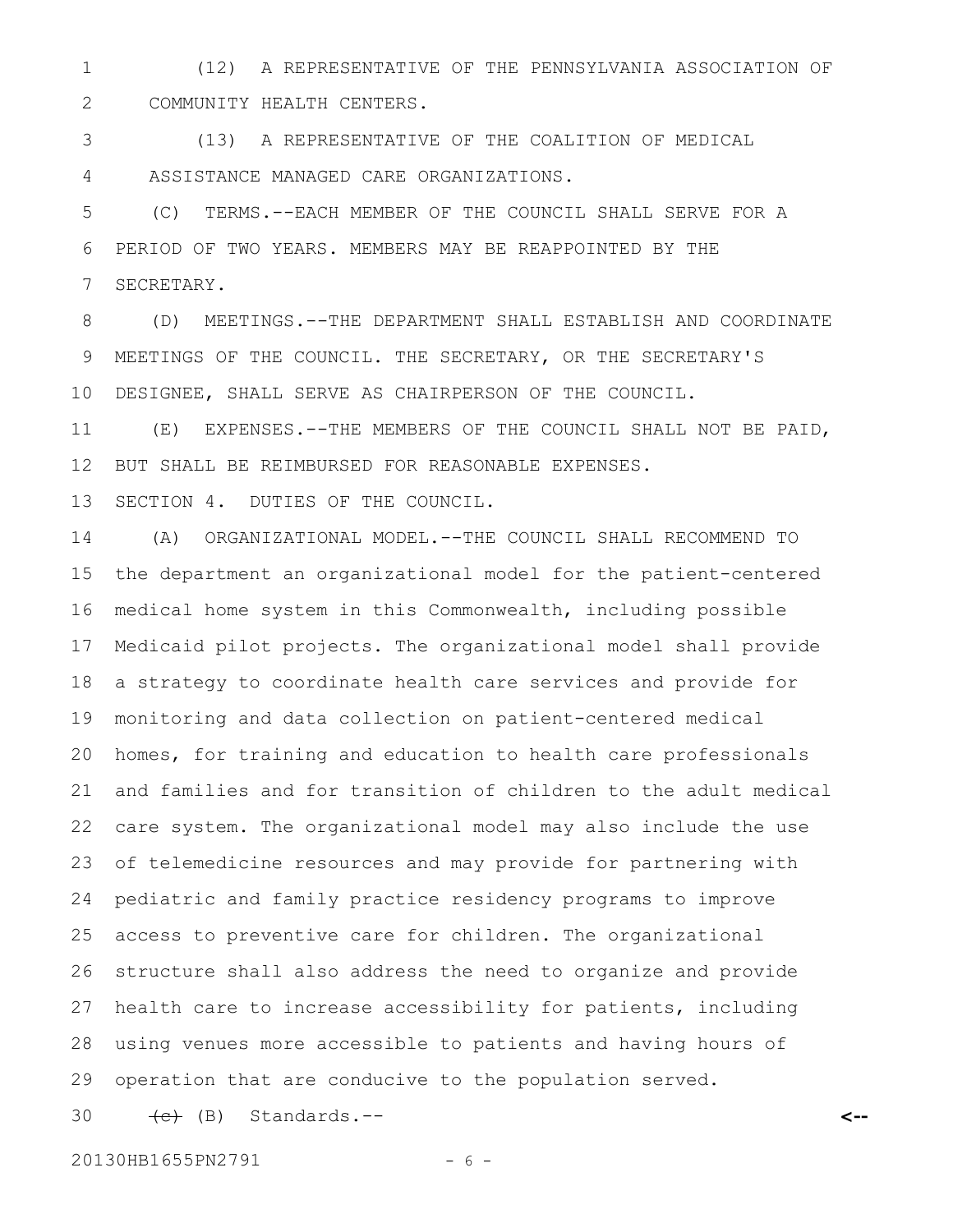(12) A REPRESENTATIVE OF THE PENNSYLVANIA ASSOCIATION OF COMMUNITY HEALTH CENTERS.

(13) A REPRESENTATIVE OF THE COALITION OF MEDICAL ASSISTANCE MANAGED CARE ORGANIZATIONS.

(C) TERMS.--EACH MEMBER OF THE COUNCIL SHALL SERVE FOR A PERIOD OF TWO YEARS. MEMBERS MAY BE REAPPOINTED BY THE SECRETARY.

(D) MEETINGS.--THE DEPARTMENT SHALL ESTABLISH AND COORDINATE MEETINGS OF THE COUNCIL. THE SECRETARY, OR THE SECRETARY'S DESIGNEE, SHALL SERVE AS CHAIRPERSON OF THE COUNCIL.

(E) EXPENSES.--THE MEMBERS OF THE COUNCIL SHALL NOT BE PAID, BUT SHALL BE REIMBURSED FOR REASONABLE EXPENSES.

SECTION 4. DUTIES OF THE COUNCIL.

(A) ORGANIZATIONAL MODEL.--THE COUNCIL SHALL RECOMMEND TO the department an organizational model for the patient-centered medical home system in this Commonwealth, including possible Medicaid pilot projects. The organizational model shall provide a strategy to coordinate health care services and provide for monitoring and data collection on patient-centered medical homes, for training and education to health care professionals and families and for transition of children to the adult medical care system. The organizational model may also include the use of telemedicine resources and may provide for partnering with pediatric and family practice residency programs to improve access to preventive care for children. The organizational structure shall also address the need to organize and provide health care to increase accessibility for patients, including using venues more accessible to patients and having hours of operation that are conducive to the population served.

~~(c)~~ (B) Standards.--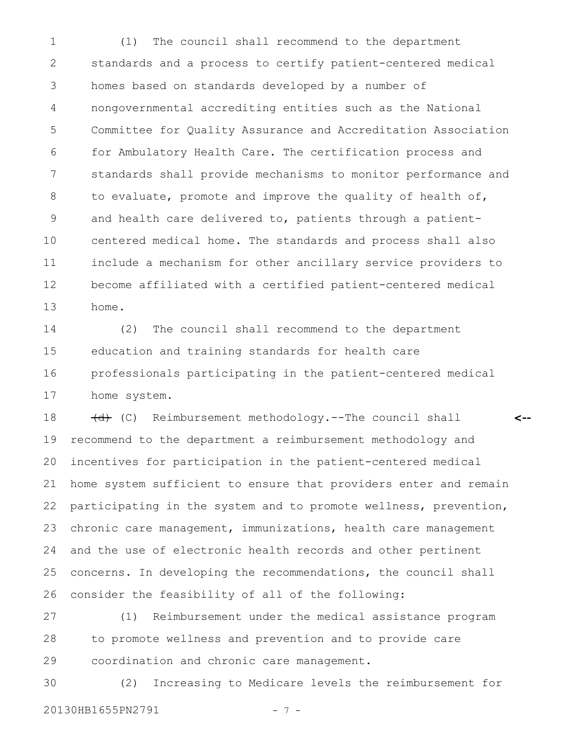(1) The council shall recommend to the department standards and a process to certify patient-centered medical homes based on standards developed by a number of nongovernmental accrediting entities such as the National Committee for Quality Assurance and Accreditation Association for Ambulatory Health Care. The certification process and standards shall provide mechanisms to monitor performance and to evaluate, promote and improve the quality of health of, and health care delivered to, patients through a patient-centered medical home. The standards and process shall also include a mechanism for other ancillary service providers to become affiliated with a certified patient-centered medical home.

(2) The council shall recommend to the department education and training standards for health care professionals participating in the patient-centered medical home system.

~~(d)~~ (C) Reimbursement methodology.--The council shall recommend to the department a reimbursement methodology and incentives for participation in the patient-centered medical home system sufficient to ensure that providers enter and remain participating in the system and to promote wellness, prevention, chronic care management, immunizations, health care management and the use of electronic health records and other pertinent concerns. In developing the recommendations, the council shall consider the feasibility of all of the following:

(1) Reimbursement under the medical assistance program to promote wellness and prevention and to provide care coordination and chronic care management.

(2) Increasing to Medicare levels the reimbursement for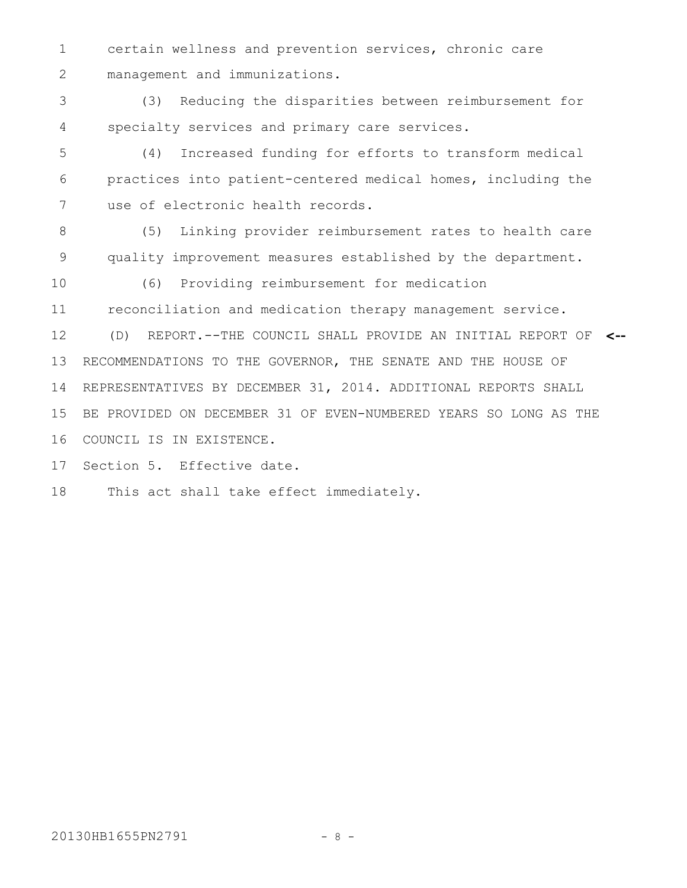certain wellness and prevention services, chronic care management and immunizations.

(3) Reducing the disparities between reimbursement for specialty services and primary care services.

(4) Increased funding for efforts to transform medical practices into patient-centered medical homes, including the use of electronic health records.

(5) Linking provider reimbursement rates to health care quality improvement measures established by the department.

(6) Providing reimbursement for medication reconciliation and medication therapy management service.

(D) REPORT.--THE COUNCIL SHALL PROVIDE AN INITIAL REPORT OF RECOMMENDATIONS TO THE GOVERNOR, THE SENATE AND THE HOUSE OF REPRESENTATIVES BY DECEMBER 31, 2014. ADDITIONAL REPORTS SHALL BE PROVIDED ON DECEMBER 31 OF EVEN-NUMBERED YEARS SO LONG AS THE COUNCIL IS IN EXISTENCE.

Section 5. Effective date.

This act shall take effect immediately.